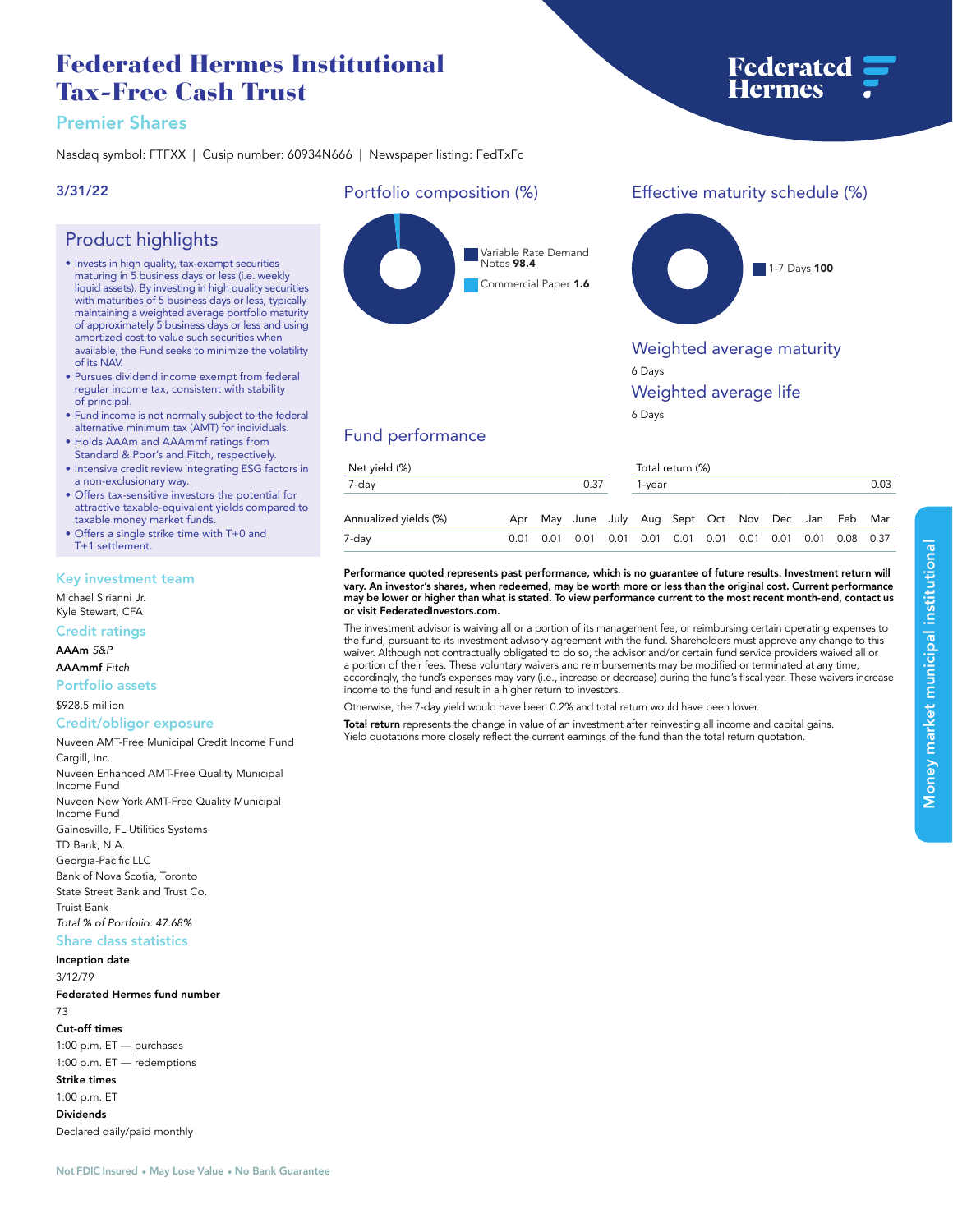# Federated Hermes Institutional Tax-Free Cash Trust

## Premier Shares

Nasdaq symbol: FTFXX | Cusip number: 60934N666 | Newspaper listing: FedTxFc

**3/31/22**

## Product highlights

- Invests in high quality, tax-exempt securities maturing in 5 business days or less (i.e. weekly liquid assets). By investing in high quality securities with maturities of 5 business days or less, typically maintaining a weighted average portfolio maturity of approximately 5 business days or less and using amortized cost to value such securities when available, the Fund seeks to minimize the volatility of its NAV.
- Pursues dividend income exempt from federal regular income tax, consistent with stability of principal.
- Fund income is not normally subject to the federal alternative minimum tax (AMT) for individuals.
- Holds AAAm and AAAmmf ratings from Standard & Poor's and Fitch, respectively.
- Intensive credit review integrating ESG factors in a non-exclusionary way.
- Offers tax-sensitive investors the potential for attractive taxable-equivalent yields compared to taxable money market funds.
- Offers a single strike time with T+0 and T+1 settlement.

### Key investment team

Michael Sirianni Jr.
Kyle Stewart, CFA

### Credit ratings

**AAAm** *S&P*
**AAAmmf** *Fitch*

### Portfolio assets

$928.5 million

### Credit/obligor exposure

Nuveen AMT-Free Municipal Credit Income Fund
Cargill, Inc.
Nuveen Enhanced AMT-Free Quality Municipal Income Fund
Nuveen New York AMT-Free Quality Municipal Income Fund
Gainesville, FL Utilities Systems
TD Bank, N.A.
Georgia-Pacific LLC
Bank of Nova Scotia, Toronto
State Street Bank and Trust Co.
Truist Bank
*Total % of Portfolio: 47.68%*

### Share class statistics

**Inception date**
3/12/79

**Federated Hermes fund number**
73

**Cut-off times**
1:00 p.m. ET — purchases
1:00 p.m. ET — redemptions

**Strike times**
1:00 p.m. ET

**Dividends**
Declared daily/paid monthly

## Portfolio composition (%)

Variable Rate Demand Notes **98.4**
Commercial Paper **1.6**

## Effective maturity schedule (%)

1-7 Days **100**

## Weighted average maturity

6 Days

## Weighted average life

6 Days

## Fund performance

| Net yield (%) | |
|---|---|
| 7-day | 0.37 |

| Total return (%) | |
|---|---|
| 1-year | 0.03 |

| Annualized yields (%) | Apr | May | June | July | Aug | Sept | Oct | Nov | Dec | Jan | Feb | Mar |
|---|---|---|---|---|---|---|---|---|---|---|---|---|
| 7-day | 0.01 | 0.01 | 0.01 | 0.01 | 0.01 | 0.01 | 0.01 | 0.01 | 0.01 | 0.01 | 0.08 | 0.37 |

**Performance quoted represents past performance, which is no guarantee of future results. Investment return will vary. An investor's shares, when redeemed, may be worth more or less than the original cost. Current performance may be lower or higher than what is stated. To view performance current to the most recent month-end, contact us or visit FederatedInvestors.com.**

The investment advisor is waiving all or a portion of its management fee, or reimbursing certain operating expenses to the fund, pursuant to its investment advisory agreement with the fund. Shareholders must approve any change to this waiver. Although not contractually obligated to do so, the advisor and/or certain fund service providers waived all or a portion of their fees. These voluntary waivers and reimbursements may be modified or terminated at any time; accordingly, the fund's expenses may vary (i.e., increase or decrease) during the fund's fiscal year. These waivers increase income to the fund and result in a higher return to investors.

Otherwise, the 7-day yield would have been 0.2% and total return would have been lower.

**Total return** represents the change in value of an investment after reinvesting all income and capital gains. Yield quotations more closely reflect the current earnings of the fund than the total return quotation.

Money market municipal institutional

Not FDIC Insured • May Lose Value • No Bank Guarantee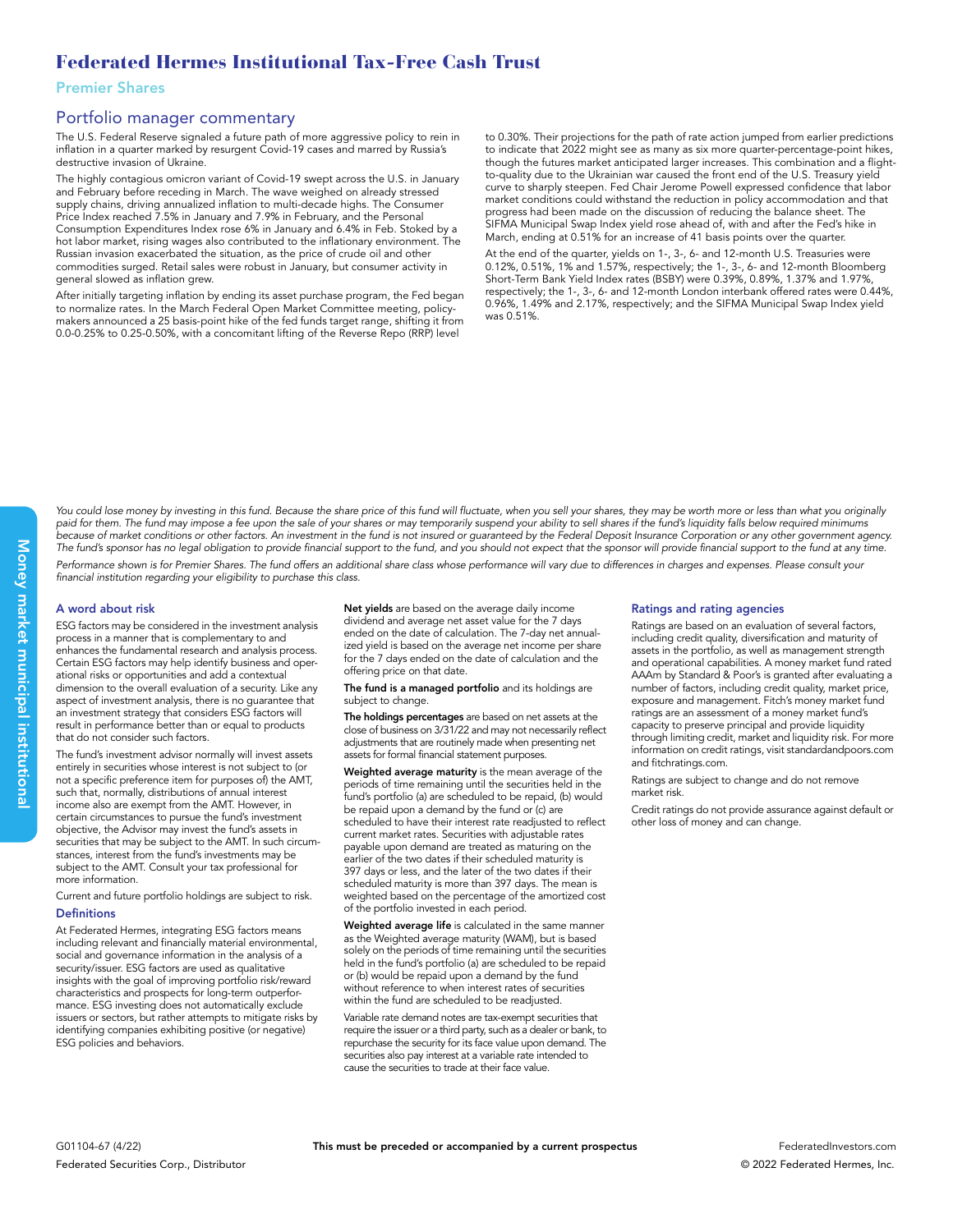# Federated Hermes Institutional Tax-Free Cash Trust

## Premier Shares

## Portfolio manager commentary

The U.S. Federal Reserve signaled a future path of more aggressive policy to rein in inflation in a quarter marked by resurgent Covid-19 cases and marred by Russia's destructive invasion of Ukraine.

The highly contagious omicron variant of Covid-19 swept across the U.S. in January and February before receding in March. The wave weighed on already stressed supply chains, driving annualized inflation to multi-decade highs. The Consumer Price Index reached 7.5% in January and 7.9% in February, and the Personal Consumption Expenditures Index rose 6% in January and 6.4% in Feb. Stoked by a hot labor market, rising wages also contributed to the inflationary environment. The Russian invasion exacerbated the situation, as the price of crude oil and other commodities surged. Retail sales were robust in January, but consumer activity in general slowed as inflation grew.

After initially targeting inflation by ending its asset purchase program, the Fed began to normalize rates. In the March Federal Open Market Committee meeting, policy-makers announced a 25 basis-point hike of the fed funds target range, shifting it from 0.0-0.25% to 0.25-0.50%, with a concomitant lifting of the Reverse Repo (RRP) level to 0.30%. Their projections for the path of rate action jumped from earlier predictions to indicate that 2022 might see as many as six more quarter-percentage-point hikes, though the futures market anticipated larger increases. This combination and a flight-to-quality due to the Ukrainian war caused the front end of the U.S. Treasury yield curve to sharply steepen. Fed Chair Jerome Powell expressed confidence that labor market conditions could withstand the reduction in policy accommodation and that progress had been made on the discussion of reducing the balance sheet. The SIFMA Municipal Swap Index yield rose ahead of, with and after the Fed's hike in March, ending at 0.51% for an increase of 41 basis points over the quarter.

At the end of the quarter, yields on 1-, 3-, 6- and 12-month U.S. Treasuries were 0.12%, 0.51%, 1% and 1.57%, respectively; the 1-, 3-, 6- and 12-month Bloomberg Short-Term Bank Yield Index rates (BSBY) were 0.39%, 0.89%, 1.37% and 1.97%, respectively; the 1-, 3-, 6- and 12-month London interbank offered rates were 0.44%, 0.96%, 1.49% and 2.17%, respectively; and the SIFMA Municipal Swap Index yield was 0.51%.

*You could lose money by investing in this fund. Because the share price of this fund will fluctuate, when you sell your shares, they may be worth more or less than what you originally paid for them. The fund may impose a fee upon the sale of your shares or may temporarily suspend your ability to sell shares if the fund's liquidity falls below required minimums because of market conditions or other factors. An investment in the fund is not insured or guaranteed by the Federal Deposit Insurance Corporation or any other government agency. The fund's sponsor has no legal obligation to provide financial support to the fund, and you should not expect that the sponsor will provide financial support to the fund at any time.*

*Performance shown is for Premier Shares. The fund offers an additional share class whose performance will vary due to differences in charges and expenses. Please consult your financial institution regarding your eligibility to purchase this class.*

Money market municipal institutional

### A word about risk

ESG factors may be considered in the investment analysis process in a manner that is complementary to and enhances the fundamental research and analysis process. Certain ESG factors may help identify business and operational risks or opportunities and add a contextual dimension to the overall evaluation of a security. Like any aspect of investment analysis, there is no guarantee that an investment strategy that considers ESG factors will result in performance better than or equal to products that do not consider such factors.

The fund's investment advisor normally will invest assets entirely in securities whose interest is not subject to (or not a specific preference item for purposes of) the AMT, such that, normally, distributions of annual interest income also are exempt from the AMT. However, in certain circumstances to pursue the fund's investment objective, the Advisor may invest the fund's assets in securities that may be subject to the AMT. In such circumstances, interest from the fund's investments may be subject to the AMT. Consult your tax professional for more information.

Current and future portfolio holdings are subject to risk.

### Definitions

At Federated Hermes, integrating ESG factors means including relevant and financially material environmental, social and governance information in the analysis of a security/issuer. ESG factors are used as qualitative insights with the goal of improving portfolio risk/reward characteristics and prospects for long-term outperformance. ESG investing does not automatically exclude issuers or sectors, but rather attempts to mitigate risks by identifying companies exhibiting positive (or negative) ESG policies and behaviors.

**Net yields** are based on the average daily income dividend and average net asset value for the 7 days ended on the date of calculation. The 7-day net annualized yield is based on the average net income per share for the 7 days ended on the date of calculation and the offering price on that date.

**The fund is a managed portfolio** and its holdings are subject to change.

**The holdings percentages** are based on net assets at the close of business on 3/31/22 and may not necessarily reflect adjustments that are routinely made when presenting net assets for formal financial statement purposes.

**Weighted average maturity** is the mean average of the periods of time remaining until the securities held in the fund's portfolio (a) are scheduled to be repaid, (b) would be repaid upon a demand by the fund or (c) are scheduled to have their interest rate readjusted to reflect current market rates. Securities with adjustable rates payable upon demand are treated as maturing on the earlier of the two dates if their scheduled maturity is 397 days or less, and the later of the two dates if their scheduled maturity is more than 397 days. The mean is weighted based on the percentage of the amortized cost of the portfolio invested in each period.

**Weighted average life** is calculated in the same manner as the Weighted average maturity (WAM), but is based solely on the periods of time remaining until the securities held in the fund's portfolio (a) are scheduled to be repaid or (b) would be repaid upon a demand by the fund without reference to when interest rates of securities within the fund are scheduled to be readjusted.

Variable rate demand notes are tax-exempt securities that require the issuer or a third party, such as a dealer or bank, to repurchase the security for its face value upon demand. The securities also pay interest at a variable rate intended to cause the securities to trade at their face value.

### Ratings and rating agencies

Ratings are based on an evaluation of several factors, including credit quality, diversification and maturity of assets in the portfolio, as well as management strength and operational capabilities. A money market fund rated AAAm by Standard & Poor's is granted after evaluating a number of factors, including credit quality, market price, exposure and management. Fitch's money market fund ratings are an assessment of a money market fund's capacity to preserve principal and provide liquidity through limiting credit, market and liquidity risk. For more information on credit ratings, visit standardandpoors.com and fitchratings.com.

Ratings are subject to change and do not remove market risk.

Credit ratings do not provide assurance against default or other loss of money and can change.

G01104-67 (4/22)

Federated Securities Corp., Distributor

**This must be preceded or accompanied by a current prospectus**

FederatedInvestors.com

© 2022 Federated Hermes, Inc.